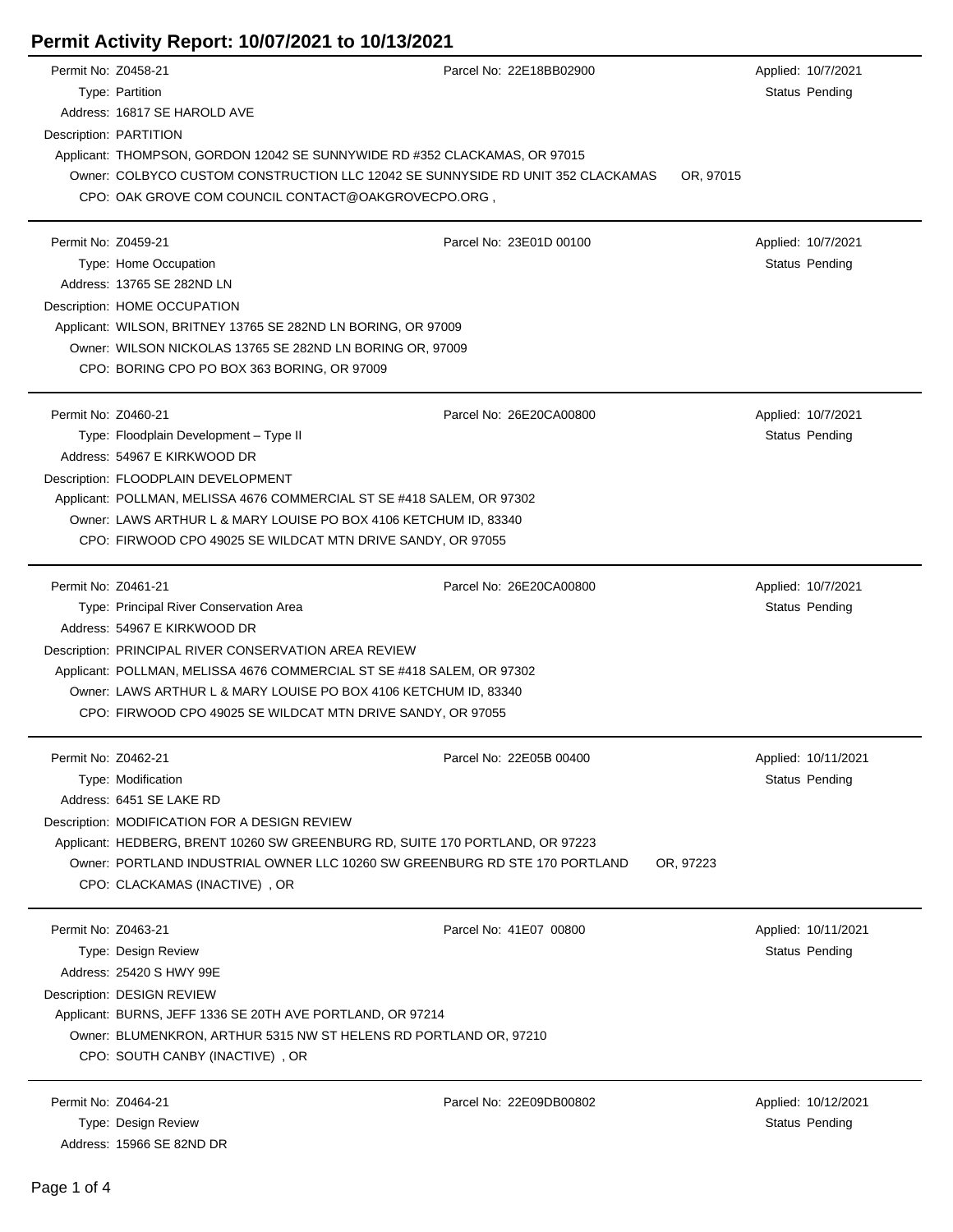# Permit Activity Report: 10/07/2021 to 10/13/2021

---

Permit No: Z0458-21 | Parcel No: 22E18BB02900 | Applied: 10/7/2021
Type: Partition | Status Pending
Address: 16817 SE HAROLD AVE
Description: PARTITION
Applicant: THOMPSON, GORDON 12042 SE SUNNYWIDE RD #352 CLACKAMAS, OR 97015
Owner: COLBYCO CUSTOM CONSTRUCTION LLC 12042 SE SUNNYSIDE RD UNIT 352 CLACKAMAS OR, 97015
CPO: OAK GROVE COM COUNCIL CONTACT@OAKGROVECPO.ORG ,

---

Permit No: Z0459-21 | Parcel No: 23E01D 00100 | Applied: 10/7/2021
Type: Home Occupation | Status Pending
Address: 13765 SE 282ND LN
Description: HOME OCCUPATION
Applicant: WILSON, BRITNEY 13765 SE 282ND LN BORING, OR 97009
Owner: WILSON NICKOLAS 13765 SE 282ND LN BORING OR, 97009
CPO: BORING CPO PO BOX 363 BORING, OR 97009

---

Permit No: Z0460-21 | Parcel No: 26E20CA00800 | Applied: 10/7/2021
Type: Floodplain Development – Type II | Status Pending
Address: 54967 E KIRKWOOD DR
Description: FLOODPLAIN DEVELOPMENT
Applicant: POLLMAN, MELISSA 4676 COMMERCIAL ST SE #418 SALEM, OR 97302
Owner: LAWS ARTHUR L & MARY LOUISE PO BOX 4106 KETCHUM ID, 83340
CPO: FIRWOOD CPO 49025 SE WILDCAT MTN DRIVE SANDY, OR 97055

---

Permit No: Z0461-21 | Parcel No: 26E20CA00800 | Applied: 10/7/2021
Type: Principal River Conservation Area | Status Pending
Address: 54967 E KIRKWOOD DR
Description: PRINCIPAL RIVER CONSERVATION AREA REVIEW
Applicant: POLLMAN, MELISSA 4676 COMMERCIAL ST SE #418 SALEM, OR 97302
Owner: LAWS ARTHUR L & MARY LOUISE PO BOX 4106 KETCHUM ID, 83340
CPO: FIRWOOD CPO 49025 SE WILDCAT MTN DRIVE SANDY, OR 97055

---

Permit No: Z0462-21 | Parcel No: 22E05B 00400 | Applied: 10/11/2021
Type: Modification | Status Pending
Address: 6451 SE LAKE RD
Description: MODIFICATION FOR A DESIGN REVIEW
Applicant: HEDBERG, BRENT 10260 SW GREENBURG RD, SUITE 170 PORTLAND, OR 97223
Owner: PORTLAND INDUSTRIAL OWNER LLC 10260 SW GREENBURG RD STE 170 PORTLAND OR, 97223
CPO: CLACKAMAS (INACTIVE) , OR

---

Permit No: Z0463-21 | Parcel No: 41E07 00800 | Applied: 10/11/2021
Type: Design Review | Status Pending
Address: 25420 S HWY 99E
Description: DESIGN REVIEW
Applicant: BURNS, JEFF 1336 SE 20TH AVE PORTLAND, OR 97214
Owner: BLUMENKRON, ARTHUR 5315 NW ST HELENS RD PORTLAND OR, 97210
CPO: SOUTH CANBY (INACTIVE) , OR

---

Permit No: Z0464-21 | Parcel No: 22E09DB00802 | Applied: 10/12/2021
Type: Design Review | Status Pending
Address: 15966 SE 82ND DR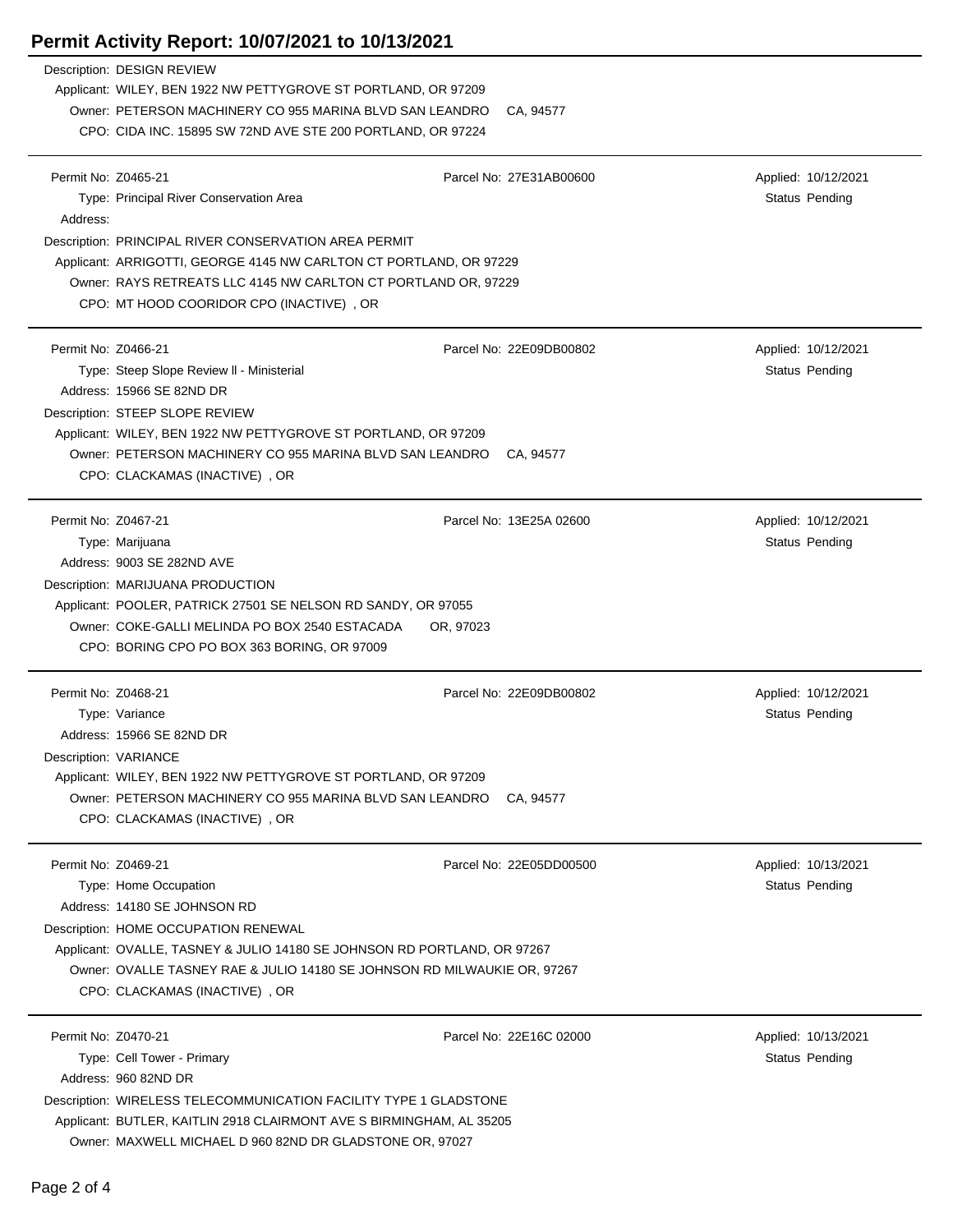# Permit Activity Report: 10/07/2021 to 10/13/2021

Description: DESIGN REVIEW
Applicant: WILEY, BEN 1922 NW PETTYGROVE ST PORTLAND, OR 97209
Owner: PETERSON MACHINERY CO 955 MARINA BLVD SAN LEANDRO CA, 94577
CPO: CIDA INC. 15895 SW 72ND AVE STE 200 PORTLAND, OR 97224

---

Permit No: Z0465-21 Parcel No: 27E31AB00600 Applied: 10/12/2021
Type: Principal River Conservation Area Status Pending
Address:
Description: PRINCIPAL RIVER CONSERVATION AREA PERMIT
Applicant: ARRIGOTTI, GEORGE 4145 NW CARLTON CT PORTLAND, OR 97229
Owner: RAYS RETREATS LLC 4145 NW CARLTON CT PORTLAND OR, 97229
CPO: MT HOOD COORIDOR CPO (INACTIVE) , OR

---

Permit No: Z0466-21 Parcel No: 22E09DB00802 Applied: 10/12/2021
Type: Steep Slope Review ll - Ministerial Status Pending
Address: 15966 SE 82ND DR
Description: STEEP SLOPE REVIEW
Applicant: WILEY, BEN 1922 NW PETTYGROVE ST PORTLAND, OR 97209
Owner: PETERSON MACHINERY CO 955 MARINA BLVD SAN LEANDRO CA, 94577
CPO: CLACKAMAS (INACTIVE) , OR

---

Permit No: Z0467-21 Parcel No: 13E25A 02600 Applied: 10/12/2021
Type: Marijuana Status Pending
Address: 9003 SE 282ND AVE
Description: MARIJUANA PRODUCTION
Applicant: POOLER, PATRICK 27501 SE NELSON RD SANDY, OR 97055
Owner: COKE-GALLI MELINDA PO BOX 2540 ESTACADA OR, 97023
CPO: BORING CPO PO BOX 363 BORING, OR 97009

---

Permit No: Z0468-21 Parcel No: 22E09DB00802 Applied: 10/12/2021
Type: Variance Status Pending
Address: 15966 SE 82ND DR
Description: VARIANCE
Applicant: WILEY, BEN 1922 NW PETTYGROVE ST PORTLAND, OR 97209
Owner: PETERSON MACHINERY CO 955 MARINA BLVD SAN LEANDRO CA, 94577
CPO: CLACKAMAS (INACTIVE) , OR

---

Permit No: Z0469-21 Parcel No: 22E05DD00500 Applied: 10/13/2021
Type: Home Occupation Status Pending
Address: 14180 SE JOHNSON RD
Description: HOME OCCUPATION RENEWAL
Applicant: OVALLE, TASNEY & JULIO 14180 SE JOHNSON RD PORTLAND, OR 97267
Owner: OVALLE TASNEY RAE & JULIO 14180 SE JOHNSON RD MILWAUKIE OR, 97267
CPO: CLACKAMAS (INACTIVE) , OR

---

Permit No: Z0470-21 Parcel No: 22E16C 02000 Applied: 10/13/2021
Type: Cell Tower - Primary Status Pending
Address: 960 82ND DR
Description: WIRELESS TELECOMMUNICATION FACILITY TYPE 1 GLADSTONE
Applicant: BUTLER, KAITLIN 2918 CLAIRMONT AVE S BIRMINGHAM, AL 35205
Owner: MAXWELL MICHAEL D 960 82ND DR GLADSTONE OR, 97027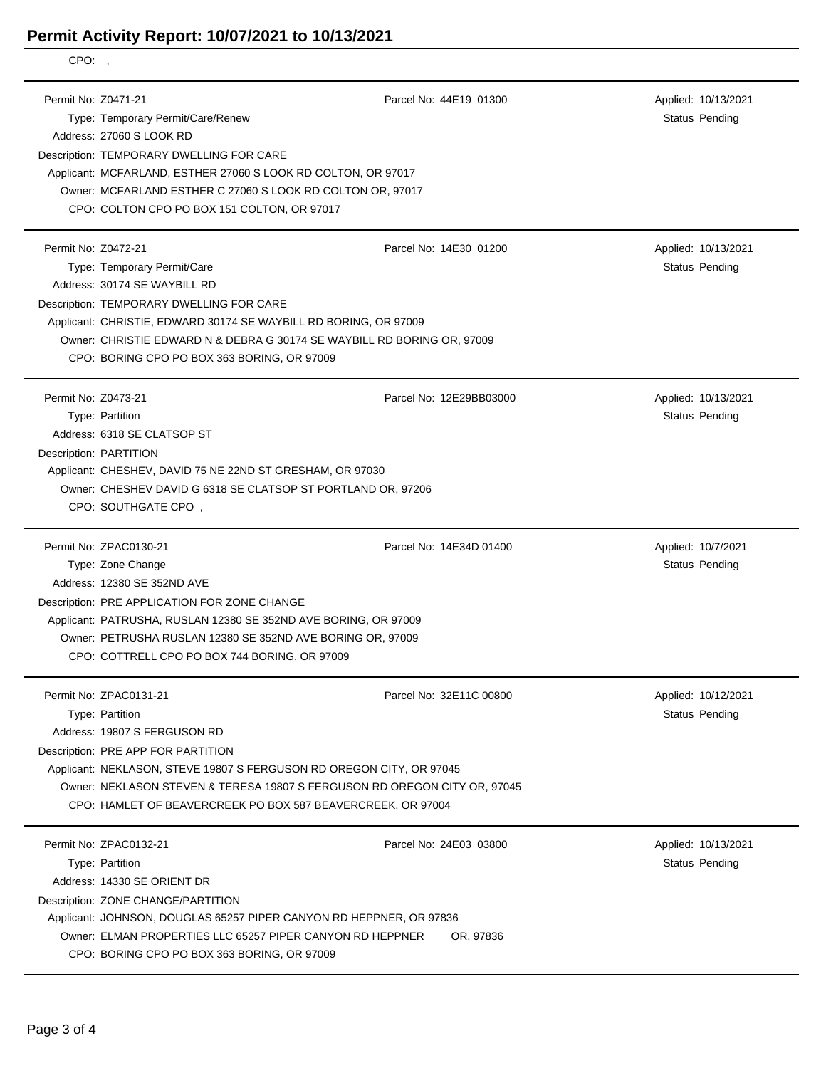# Permit Activity Report: 10/07/2021 to 10/13/2021

CPO: ,

---

**Permit No:** Z0471-21 | **Parcel No:** 44E19 01300 | **Applied:** 10/13/2021
**Type:** Temporary Permit/Care/Renew | **Status** Pending
**Address:** 27060 S LOOK RD
**Description:** TEMPORARY DWELLING FOR CARE
**Applicant:** MCFARLAND, ESTHER 27060 S LOOK RD COLTON, OR 97017
**Owner:** MCFARLAND ESTHER C 27060 S LOOK RD COLTON OR, 97017
**CPO:** COLTON CPO PO BOX 151 COLTON, OR 97017

---

**Permit No:** Z0472-21 | **Parcel No:** 14E30 01200 | **Applied:** 10/13/2021
**Type:** Temporary Permit/Care | **Status** Pending
**Address:** 30174 SE WAYBILL RD
**Description:** TEMPORARY DWELLING FOR CARE
**Applicant:** CHRISTIE, EDWARD 30174 SE WAYBILL RD BORING, OR 97009
**Owner:** CHRISTIE EDWARD N & DEBRA G 30174 SE WAYBILL RD BORING OR, 97009
**CPO:** BORING CPO PO BOX 363 BORING, OR 97009

---

**Permit No:** Z0473-21 | **Parcel No:** 12E29BB03000 | **Applied:** 10/13/2021
**Type:** Partition | **Status** Pending
**Address:** 6318 SE CLATSOP ST
**Description:** PARTITION
**Applicant:** CHESHEV, DAVID 75 NE 22ND ST GRESHAM, OR 97030
**Owner:** CHESHEV DAVID G 6318 SE CLATSOP ST PORTLAND OR, 97206
**CPO:** SOUTHGATE CPO ,

---

**Permit No:** ZPAC0130-21 | **Parcel No:** 14E34D 01400 | **Applied:** 10/7/2021
**Type:** Zone Change | **Status** Pending
**Address:** 12380 SE 352ND AVE
**Description:** PRE APPLICATION FOR ZONE CHANGE
**Applicant:** PATRUSHA, RUSLAN 12380 SE 352ND AVE BORING, OR 97009
**Owner:** PETRUSHA RUSLAN 12380 SE 352ND AVE BORING OR, 97009
**CPO:** COTTRELL CPO PO BOX 744 BORING, OR 97009

---

**Permit No:** ZPAC0131-21 | **Parcel No:** 32E11C 00800 | **Applied:** 10/12/2021
**Type:** Partition | **Status** Pending
**Address:** 19807 S FERGUSON RD
**Description:** PRE APP FOR PARTITION
**Applicant:** NEKLASON, STEVE 19807 S FERGUSON RD OREGON CITY, OR 97045
**Owner:** NEKLASON STEVEN & TERESA 19807 S FERGUSON RD OREGON CITY OR, 97045
**CPO:** HAMLET OF BEAVERCREEK PO BOX 587 BEAVERCREEK, OR 97004

---

**Permit No:** ZPAC0132-21 | **Parcel No:** 24E03 03800 | **Applied:** 10/13/2021
**Type:** Partition | **Status** Pending
**Address:** 14330 SE ORIENT DR
**Description:** ZONE CHANGE/PARTITION
**Applicant:** JOHNSON, DOUGLAS 65257 PIPER CANYON RD HEPPNER, OR 97836
**Owner:** ELMAN PROPERTIES LLC 65257 PIPER CANYON RD HEPPNER OR, 97836
**CPO:** BORING CPO PO BOX 363 BORING, OR 97009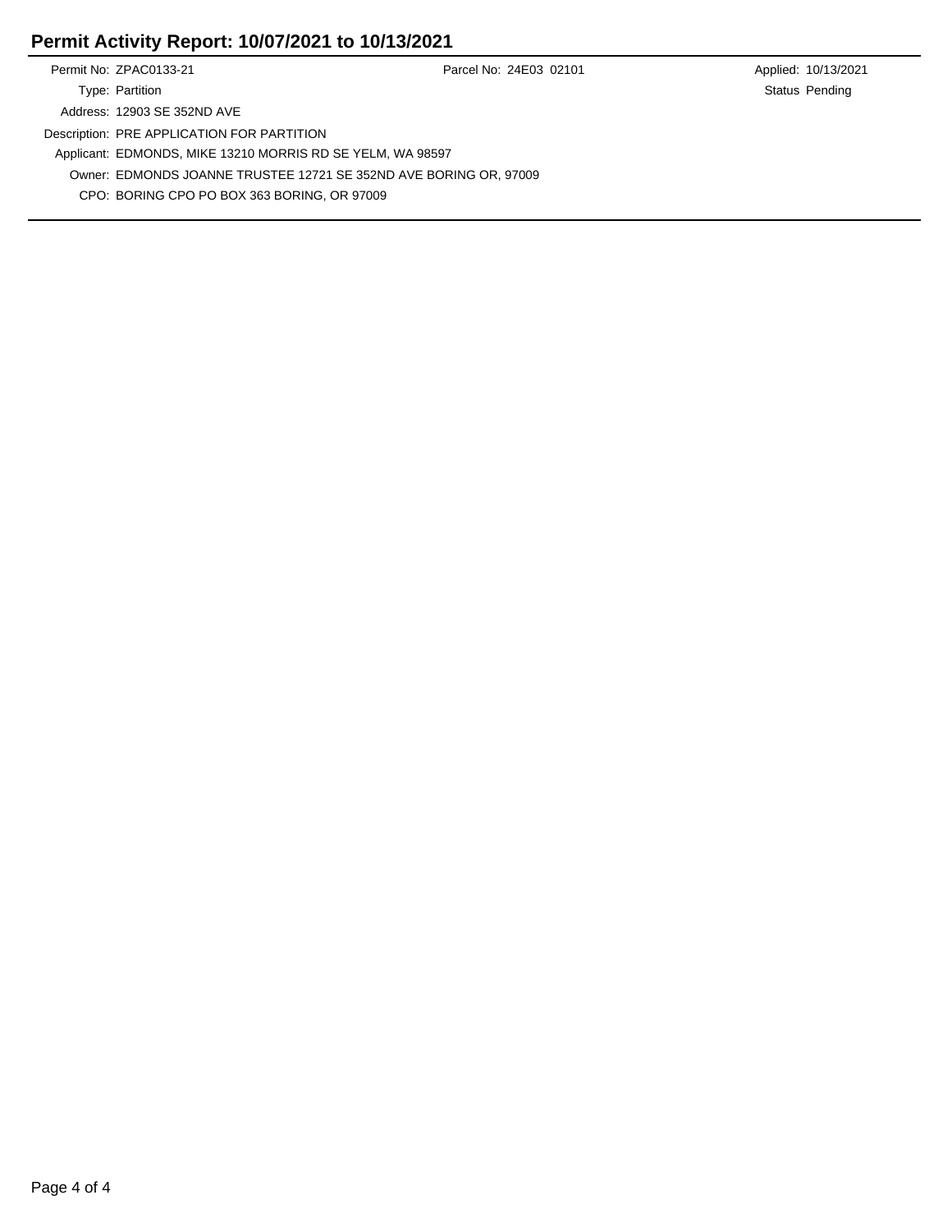# Permit Activity Report: 10/07/2021 to 10/13/2021

Permit No: ZPAC0133-21 Parcel No: 24E03 02101 Applied: 10/13/2021

Type: Partition Status Pending

Address: 12903 SE 352ND AVE

Description: PRE APPLICATION FOR PARTITION

Applicant: EDMONDS, MIKE 13210 MORRIS RD SE YELM, WA 98597

Owner: EDMONDS JOANNE TRUSTEE 12721 SE 352ND AVE BORING OR, 97009

CPO: BORING CPO PO BOX 363 BORING, OR 97009